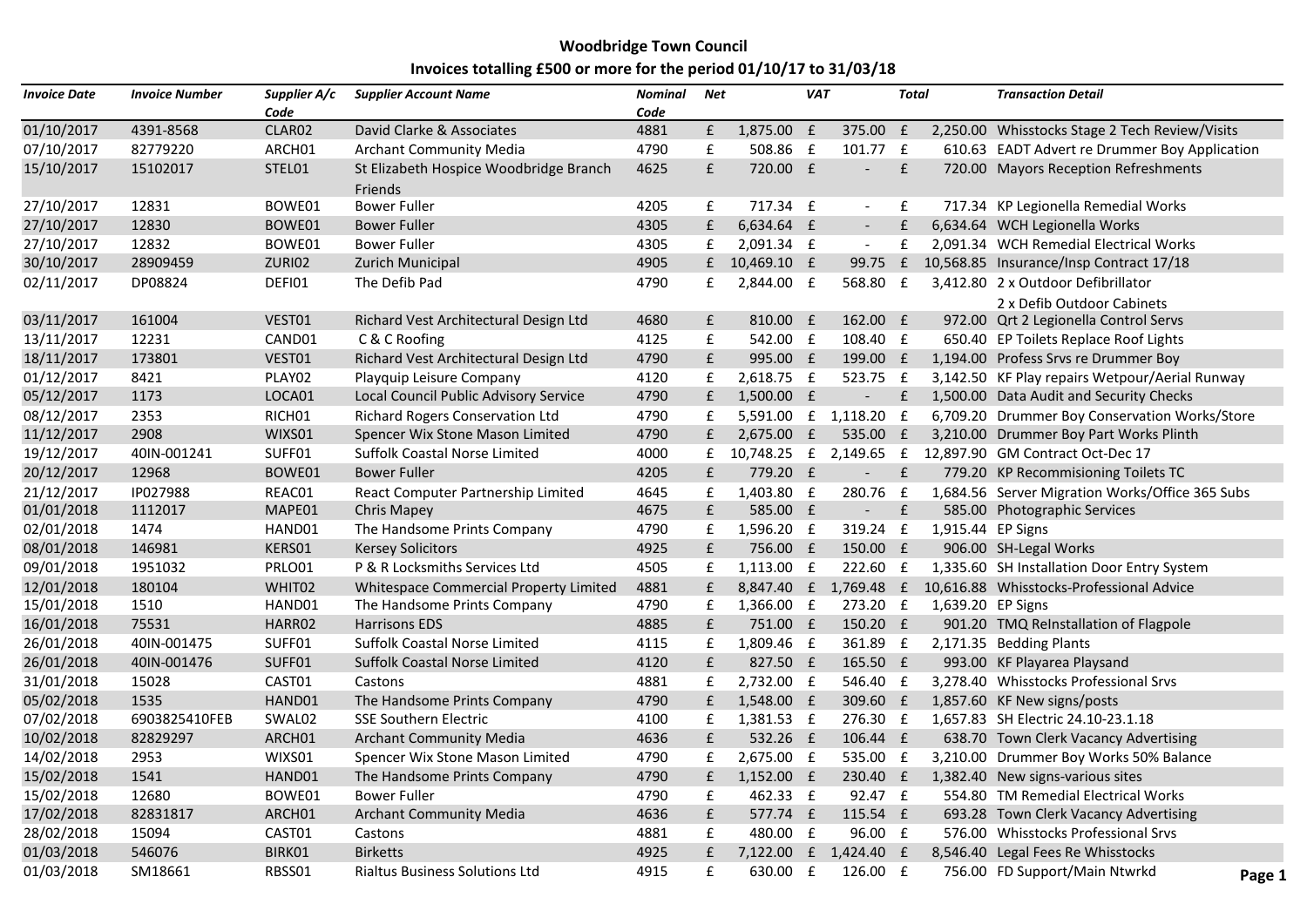**Woodbridge Town Council**

**Invoices totalling £500 or more for the period 01/10/17 to 31/03/18**

| *Invoice Date* | *Invoice Number* | *Supplier A/c Code* | *Supplier Account Name* | *Nominal Code* | *Net* | *VAT* | *Total* | *Transaction Detail* |
|---|---|---|---|---|---|---|---|---|
| 01/10/2017 | 4391-8568 | CLAR02 | David Clarke & Associates | 4881 | £ 1,875.00 | £ 375.00 | £ 2,250.00 | Whissstocks Stage 2 Tech Review/Visits |
| 07/10/2017 | 82779220 | ARCH01 | Archant Community Media | 4790 | £ 508.86 | £ 101.77 | £ 610.63 | EADT Advert re Drummer Boy Application |
| 15/10/2017 | 15102017 | STEL01 | St Elizabeth Hospice Woodbridge Branch Friends | 4625 | £ 720.00 | £ - | £ 720.00 | Mayors Reception Refreshments |
| 27/10/2017 | 12831 | BOWE01 | Bower Fuller | 4205 | £ 717.34 | £ - | £ 717.34 | KP Legionella Remedial Works |
| 27/10/2017 | 12830 | BOWE01 | Bower Fuller | 4305 | £ 6,634.64 | £ - | £ 6,634.64 | WCH Legionella Works |
| 27/10/2017 | 12832 | BOWE01 | Bower Fuller | 4305 | £ 2,091.34 | £ - | £ 2,091.34 | WCH Remedial Electrical Works |
| 30/10/2017 | 28909459 | ZURI02 | Zurich Municipal | 4905 | £ 10,469.10 | £ 99.75 | £ 10,568.85 | Insurance/Insp Contract 17/18 |
| 02/11/2017 | DP08824 | DEFI01 | The Defib Pad | 4790 | £ 2,844.00 | £ 568.80 | £ 3,412.80 | 2 x Outdoor Defibrillator 2 x Defib Outdoor Cabinets |
| 03/11/2017 | 161004 | VEST01 | Richard Vest Architectural Design Ltd | 4680 | £ 810.00 | £ 162.00 | £ 972.00 | Qrt 2 Legionella Control Servs |
| 13/11/2017 | 12231 | CAND01 | C & C Roofing | 4125 | £ 542.00 | £ 108.40 | £ 650.40 | EP Toilets Replace Roof Lights |
| 18/11/2017 | 173801 | VEST01 | Richard Vest Architectural Design Ltd | 4790 | £ 995.00 | £ 199.00 | £ 1,194.00 | Profess Srvs re Drummer Boy |
| 01/12/2017 | 8421 | PLAY02 | Playquip Leisure Company | 4120 | £ 2,618.75 | £ 523.75 | £ 3,142.50 | KF Play repairs Wetpour/Aerial Runway |
| 05/12/2017 | 1173 | LOCA01 | Local Council Public Advisory Service | 4790 | £ 1,500.00 | £ - | £ 1,500.00 | Data Audit and Security Checks |
| 08/12/2017 | 2353 | RICH01 | Richard Rogers Conservation Ltd | 4790 | £ 5,591.00 | £ 1,118.20 | £ 6,709.20 | Drummer Boy Conservation Works/Store |
| 11/12/2017 | 2908 | WIXS01 | Spencer Wix Stone Mason Limited | 4790 | £ 2,675.00 | £ 535.00 | £ 3,210.00 | Drummer Boy Part Works Plinth |
| 19/12/2017 | 40IN-001241 | SUFF01 | Suffolk Coastal Norse Limited | 4000 | £ 10,748.25 | £ 2,149.65 | £ 12,897.90 | GM Contract Oct-Dec 17 |
| 20/12/2017 | 12968 | BOWE01 | Bower Fuller | 4205 | £ 779.20 | £ - | £ 779.20 | KP Recommisioning Toilets TC |
| 21/12/2017 | IP027988 | REAC01 | React Computer Partnership Limited | 4645 | £ 1,403.80 | £ 280.76 | £ 1,684.56 | Server Migration Works/Office 365 Subs |
| 01/01/2018 | 1112017 | MAPE01 | Chris Mapey | 4675 | £ 585.00 | £ - | £ 585.00 | Photographic Services |
| 02/01/2018 | 1474 | HAND01 | The Handsome Prints Company | 4790 | £ 1,596.20 | £ 319.24 | £ 1,915.44 | EP Signs |
| 08/01/2018 | 146981 | KERS01 | Kersey Solicitors | 4925 | £ 756.00 | £ 150.00 | £ 906.00 | SH-Legal Works |
| 09/01/2018 | 1951032 | PRLO01 | P & R Locksmiths Services Ltd | 4505 | £ 1,113.00 | £ 222.60 | £ 1,335.60 | SH Installation Door Entry System |
| 12/01/2018 | 180104 | WHIT02 | Whitespace Commercial Property Limited | 4881 | £ 8,847.40 | £ 1,769.48 | £ 10,616.88 | Whisstocks-Professional Advice |
| 15/01/2018 | 1510 | HAND01 | The Handsome Prints Company | 4790 | £ 1,366.00 | £ 273.20 | £ 1,639.20 | EP Signs |
| 16/01/2018 | 75531 | HARR02 | Harrisons EDS | 4885 | £ 751.00 | £ 150.20 | £ 901.20 | TMQ ReInstallation of Flagpole |
| 26/01/2018 | 40IN-001475 | SUFF01 | Suffolk Coastal Norse Limited | 4115 | £ 1,809.46 | £ 361.89 | £ 2,171.35 | Bedding Plants |
| 26/01/2018 | 40IN-001476 | SUFF01 | Suffolk Coastal Norse Limited | 4120 | £ 827.50 | £ 165.50 | £ 993.00 | KF Playarea Playsand |
| 31/01/2018 | 15028 | CAST01 | Castons | 4881 | £ 2,732.00 | £ 546.40 | £ 3,278.40 | Whisstocks Professional Srvs |
| 05/02/2018 | 1535 | HAND01 | The Handsome Prints Company | 4790 | £ 1,548.00 | £ 309.60 | £ 1,857.60 | KF New signs/posts |
| 07/02/2018 | 6903825410FEB | SWAL02 | SSE Southern Electric | 4100 | £ 1,381.53 | £ 276.30 | £ 1,657.83 | SH Electric 24.10-23.1.18 |
| 10/02/2018 | 82829297 | ARCH01 | Archant Community Media | 4636 | £ 532.26 | £ 106.44 | £ 638.70 | Town Clerk Vacancy Advertising |
| 14/02/2018 | 2953 | WIXS01 | Spencer Wix Stone Mason Limited | 4790 | £ 2,675.00 | £ 535.00 | £ 3,210.00 | Drummer Boy Works 50% Balance |
| 15/02/2018 | 1541 | HAND01 | The Handsome Prints Company | 4790 | £ 1,152.00 | £ 230.40 | £ 1,382.40 | New signs-various sites |
| 15/02/2018 | 12680 | BOWE01 | Bower Fuller | 4790 | £ 462.33 | £ 92.47 | £ 554.80 | TM Remedial Electrical Works |
| 17/02/2018 | 82831817 | ARCH01 | Archant Community Media | 4636 | £ 577.74 | £ 115.54 | £ 693.28 | Town Clerk Vacancy Advertising |
| 28/02/2018 | 15094 | CAST01 | Castons | 4881 | £ 480.00 | £ 96.00 | £ 576.00 | Whisstocks Professional Srvs |
| 01/03/2018 | 546076 | BIRK01 | Birketts | 4925 | £ 7,122.00 | £ 1,424.40 | £ 8,546.40 | Legal Fees Re Whisstocks |
| 01/03/2018 | SM18661 | RBSS01 | Rialtus Business Solutions Ltd | 4915 | £ 630.00 | £ 126.00 | £ 756.00 | FD Support/Main Ntwrkd |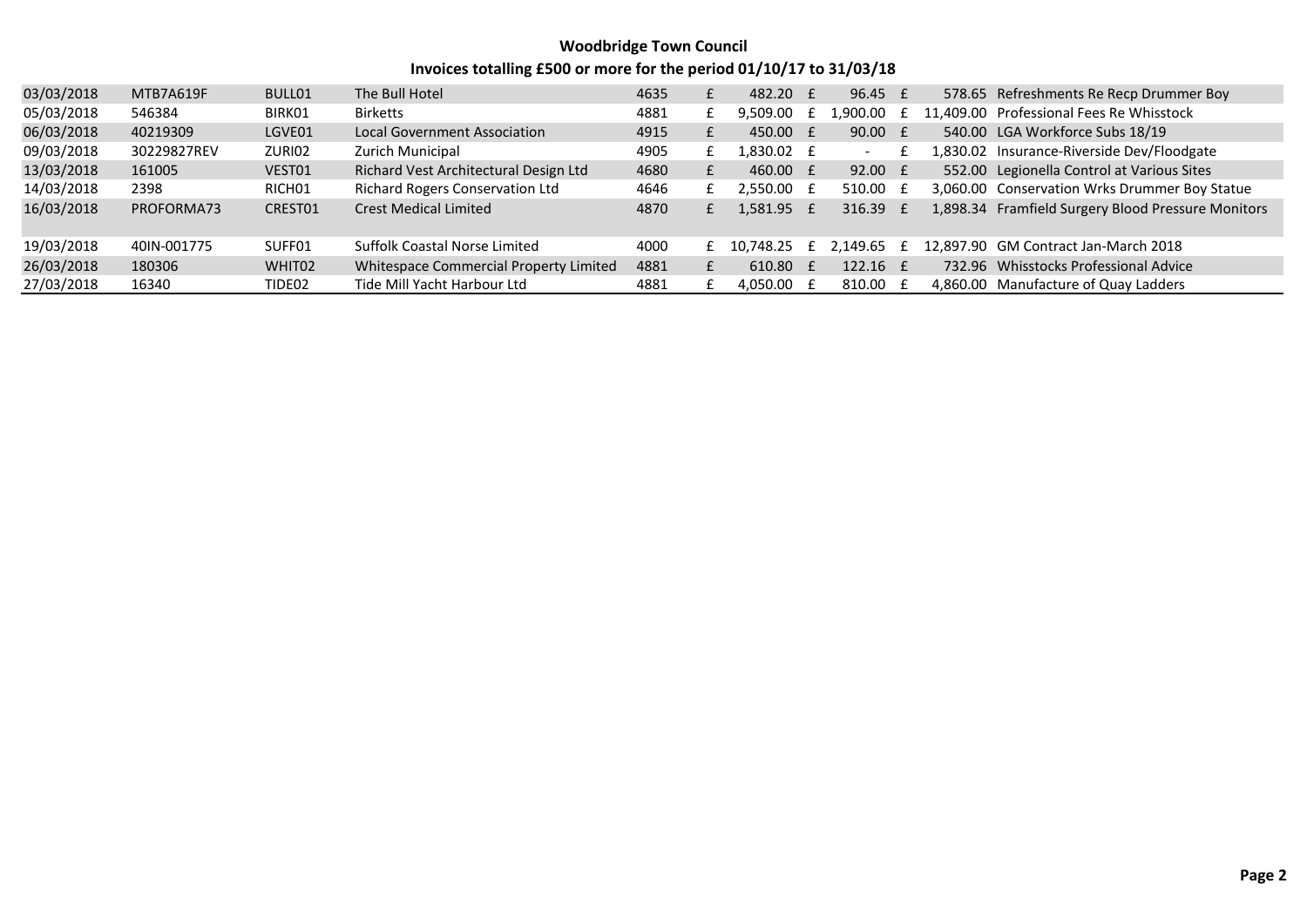**Woodbridge Town Council**

**Invoices totalling £500 or more for the period 01/10/17 to 31/03/18**

| | | | | | | | | | | | | |
|---|---|---|---|---|---|---|---|---|---|---|---|---|
| 03/03/2018 | MTB7A619F | BULL01 | The Bull Hotel | 4635 | £ | 482.20 | £ | 96.45 | £ | 578.65 | Refreshments Re Recp Drummer Boy |
| 05/03/2018 | 546384 | BIRK01 | Birketts | 4881 | £ | 9,509.00 | £ | 1,900.00 | £ | 11,409.00 | Professional Fees Re Whisstock |
| 06/03/2018 | 40219309 | LGVE01 | Local Government Association | 4915 | £ | 450.00 | £ | 90.00 | £ | 540.00 | LGA Workforce Subs 18/19 |
| 09/03/2018 | 30229827REV | ZURI02 | Zurich Municipal | 4905 | £ | 1,830.02 | £ | - | £ | 1,830.02 | Insurance-Riverside Dev/Floodgate |
| 13/03/2018 | 161005 | VEST01 | Richard Vest Architectural Design Ltd | 4680 | £ | 460.00 | £ | 92.00 | £ | 552.00 | Legionella Control at Various Sites |
| 14/03/2018 | 2398 | RICH01 | Richard Rogers Conservation Ltd | 4646 | £ | 2,550.00 | £ | 510.00 | £ | 3,060.00 | Conservation Wrks Drummer Boy Statue |
| 16/03/2018 | PROFORMA73 | CREST01 | Crest Medical Limited | 4870 | £ | 1,581.95 | £ | 316.39 | £ | 1,898.34 | Framfield Surgery Blood Pressure Monitors |
| 19/03/2018 | 40IN-001775 | SUFF01 | Suffolk Coastal Norse Limited | 4000 | £ | 10,748.25 | £ | 2,149.65 | £ | 12,897.90 | GM Contract Jan-March 2018 |
| 26/03/2018 | 180306 | WHIT02 | Whitespace Commercial Property Limited | 4881 | £ | 610.80 | £ | 122.16 | £ | 732.96 | Whisstocks Professional Advice |
| 27/03/2018 | 16340 | TIDE02 | Tide Mill Yacht Harbour Ltd | 4881 | £ | 4,050.00 | £ | 810.00 | £ | 4,860.00 | Manufacture of Quay Ladders |